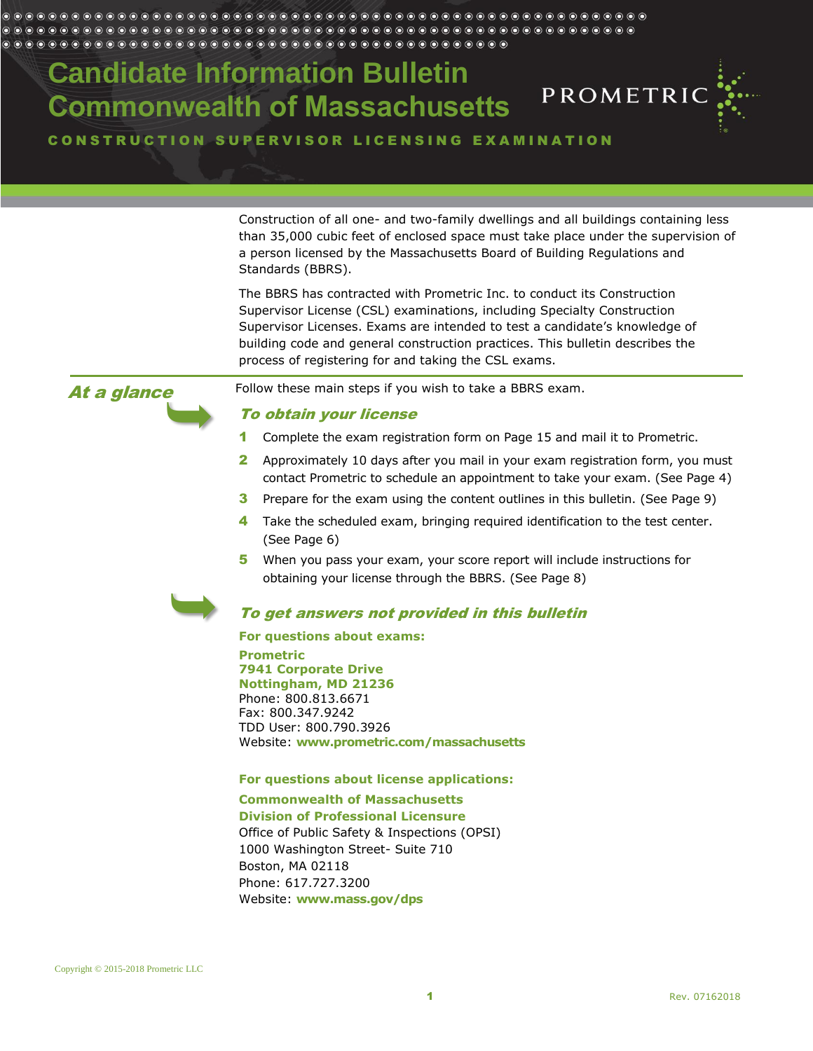# Candidate Information Bulletin
# Commonwealth of Massachusetts

**CONSTRUCTION SUPERVISOR LICENSING EXAMINATION**

PROMETRIC

Construction of all one- and two-family dwellings and all buildings containing less than 35,000 cubic feet of enclosed space must take place under the supervision of a person licensed by the Massachusetts Board of Building Regulations and Standards (BBRS).

The BBRS has contracted with Prometric Inc. to conduct its Construction Supervisor License (CSL) examinations, including Specialty Construction Supervisor Licenses. Exams are intended to test a candidate's knowledge of building code and general construction practices. This bulletin describes the process of registering for and taking the CSL exams.

## At a glance

Follow these main steps if you wish to take a BBRS exam.

### To obtain your license

1. Complete the exam registration form on Page 15 and mail it to Prometric.
2. Approximately 10 days after you mail in your exam registration form, you must contact Prometric to schedule an appointment to take your exam. (See Page 4)
3. Prepare for the exam using the content outlines in this bulletin. (See Page 9)
4. Take the scheduled exam, bringing required identification to the test center. (See Page 6)
5. When you pass your exam, your score report will include instructions for obtaining your license through the BBRS. (See Page 8)

### To get answers not provided in this bulletin

**For questions about exams:**

**Prometric**
**7941 Corporate Drive**
**Nottingham, MD 21236**
Phone: 800.813.6671
Fax: 800.347.9242
TDD User: 800.790.3926
Website: **www.prometric.com/massachusetts**

**For questions about license applications:**

**Commonwealth of Massachusetts**
**Division of Professional Licensure**
Office of Public Safety & Inspections (OPSI)
1000 Washington Street- Suite 710
Boston, MA 02118
Phone: 617.727.3200
Website: **www.mass.gov/dps**

Copyright © 2015-2018 Prometric LLC

Rev. 07162018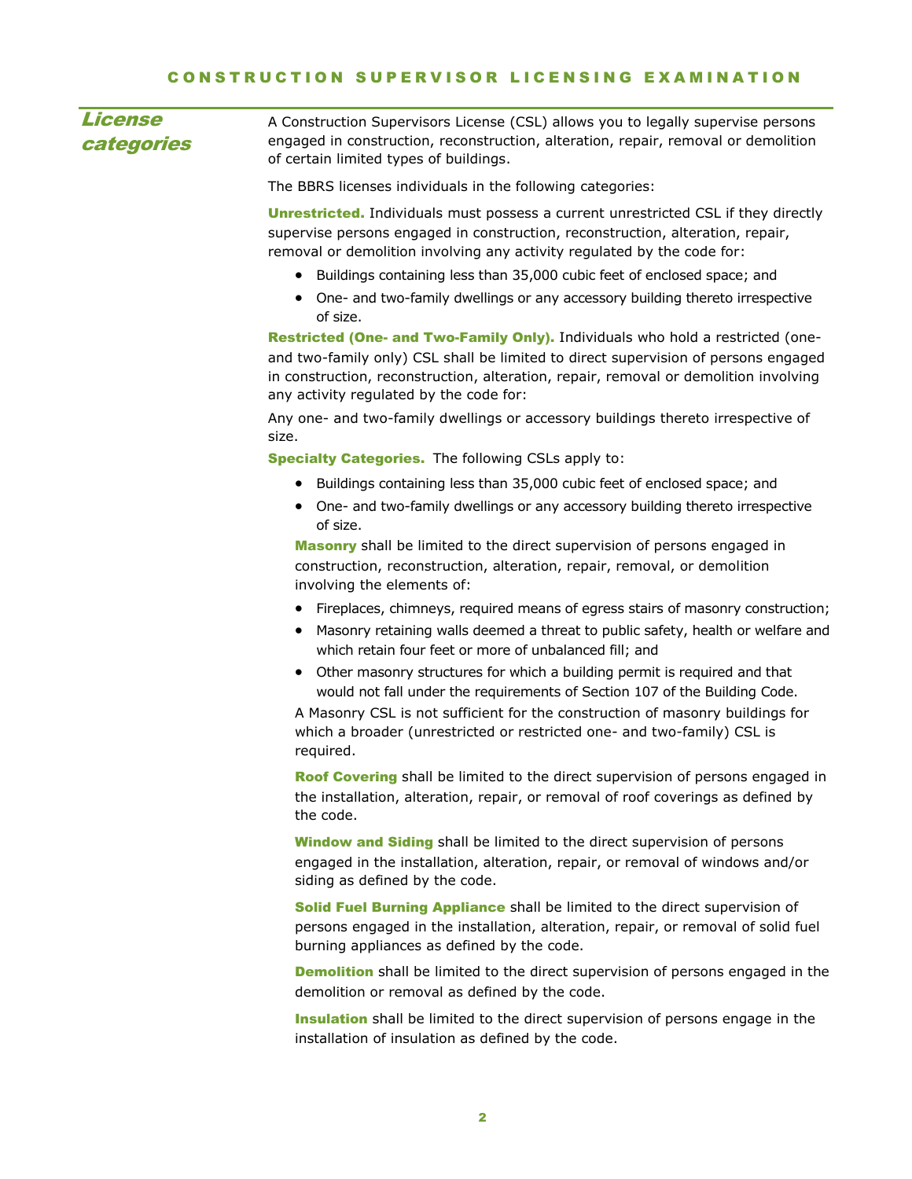## License categories

A Construction Supervisors License (CSL) allows you to legally supervise persons engaged in construction, reconstruction, alteration, repair, removal or demolition of certain limited types of buildings.

The BBRS licenses individuals in the following categories:

**Unrestricted.** Individuals must possess a current unrestricted CSL if they directly supervise persons engaged in construction, reconstruction, alteration, repair, removal or demolition involving any activity regulated by the code for:

- Buildings containing less than 35,000 cubic feet of enclosed space; and
- One- and two-family dwellings or any accessory building thereto irrespective of size.

**Restricted (One- and Two-Family Only).** Individuals who hold a restricted (one- and two-family only) CSL shall be limited to direct supervision of persons engaged in construction, reconstruction, alteration, repair, removal or demolition involving any activity regulated by the code for:

Any one- and two-family dwellings or accessory buildings thereto irrespective of size.

**Specialty Categories.** The following CSLs apply to:

- Buildings containing less than 35,000 cubic feet of enclosed space; and
- One- and two-family dwellings or any accessory building thereto irrespective of size.

**Masonry** shall be limited to the direct supervision of persons engaged in construction, reconstruction, alteration, repair, removal, or demolition involving the elements of:

- Fireplaces, chimneys, required means of egress stairs of masonry construction;
- Masonry retaining walls deemed a threat to public safety, health or welfare and which retain four feet or more of unbalanced fill; and
- Other masonry structures for which a building permit is required and that would not fall under the requirements of Section 107 of the Building Code.

A Masonry CSL is not sufficient for the construction of masonry buildings for which a broader (unrestricted or restricted one- and two-family) CSL is required.

**Roof Covering** shall be limited to the direct supervision of persons engaged in the installation, alteration, repair, or removal of roof coverings as defined by the code.

**Window and Siding** shall be limited to the direct supervision of persons engaged in the installation, alteration, repair, or removal of windows and/or siding as defined by the code.

**Solid Fuel Burning Appliance** shall be limited to the direct supervision of persons engaged in the installation, alteration, repair, or removal of solid fuel burning appliances as defined by the code.

**Demolition** shall be limited to the direct supervision of persons engaged in the demolition or removal as defined by the code.

**Insulation** shall be limited to the direct supervision of persons engage in the installation of insulation as defined by the code.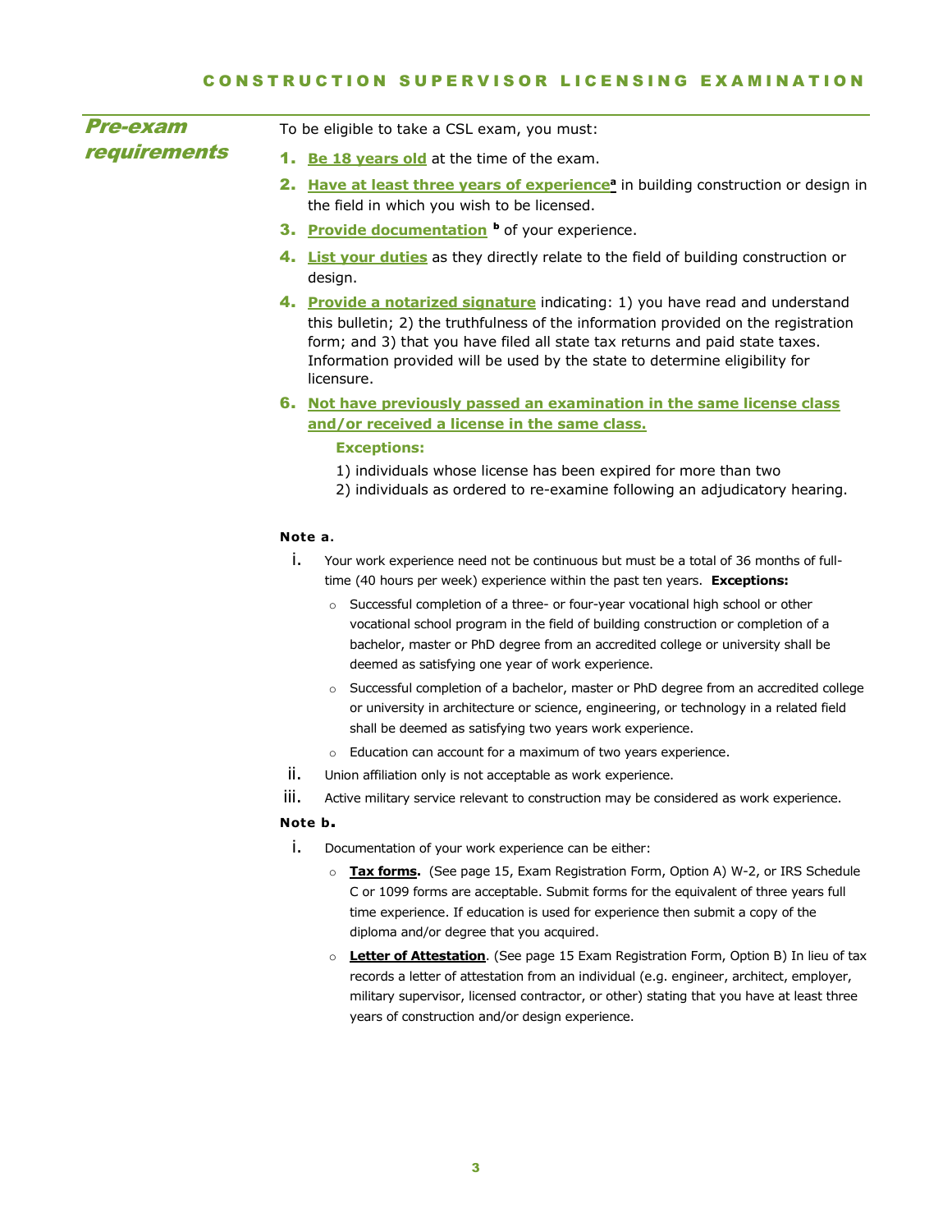## Pre-exam requirements

To be eligible to take a CSL exam, you must:

1. **Be 18 years old** at the time of the exam.
2. **Have at least three years of experience**[a] in building construction or design in the field in which you wish to be licensed.
3. **Provide documentation** [b] of your experience.
4. **List your duties** as they directly relate to the field of building construction or design.
4. **Provide a notarized signature** indicating: 1) you have read and understand this bulletin; 2) the truthfulness of the information provided on the registration form; and 3) that you have filed all state tax returns and paid state taxes. Information provided will be used by the state to determine eligibility for licensure.
6. **Not have previously passed an examination in the same license class and/or received a license in the same class.**

   **Exceptions:**

   1) individuals whose license has been expired for more than two
   2) individuals as ordered to re-examine following an adjudicatory hearing.

**Note a.**

i. Your work experience need not be continuous but must be a total of 36 months of full-time (40 hours per week) experience within the past ten years. **Exceptions:**
   - Successful completion of a three- or four-year vocational high school or other vocational school program in the field of building construction or completion of a bachelor, master or PhD degree from an accredited college or university shall be deemed as satisfying one year of work experience.
   - Successful completion of a bachelor, master or PhD degree from an accredited college or university in architecture or science, engineering, or technology in a related field shall be deemed as satisfying two years work experience.
   - Education can account for a maximum of two years experience.

ii. Union affiliation only is not acceptable as work experience.

iii. Active military service relevant to construction may be considered as work experience.

**Note b.**

i. Documentation of your work experience can be either:
   - **Tax forms.** (See page 15, Exam Registration Form, Option A) W-2, or IRS Schedule C or 1099 forms are acceptable. Submit forms for the equivalent of three years full time experience. If education is used for experience then submit a copy of the diploma and/or degree that you acquired.
   - **Letter of Attestation**. (See page 15 Exam Registration Form, Option B) In lieu of tax records a letter of attestation from an individual (e.g. engineer, architect, employer, military supervisor, licensed contractor, or other) stating that you have at least three years of construction and/or design experience.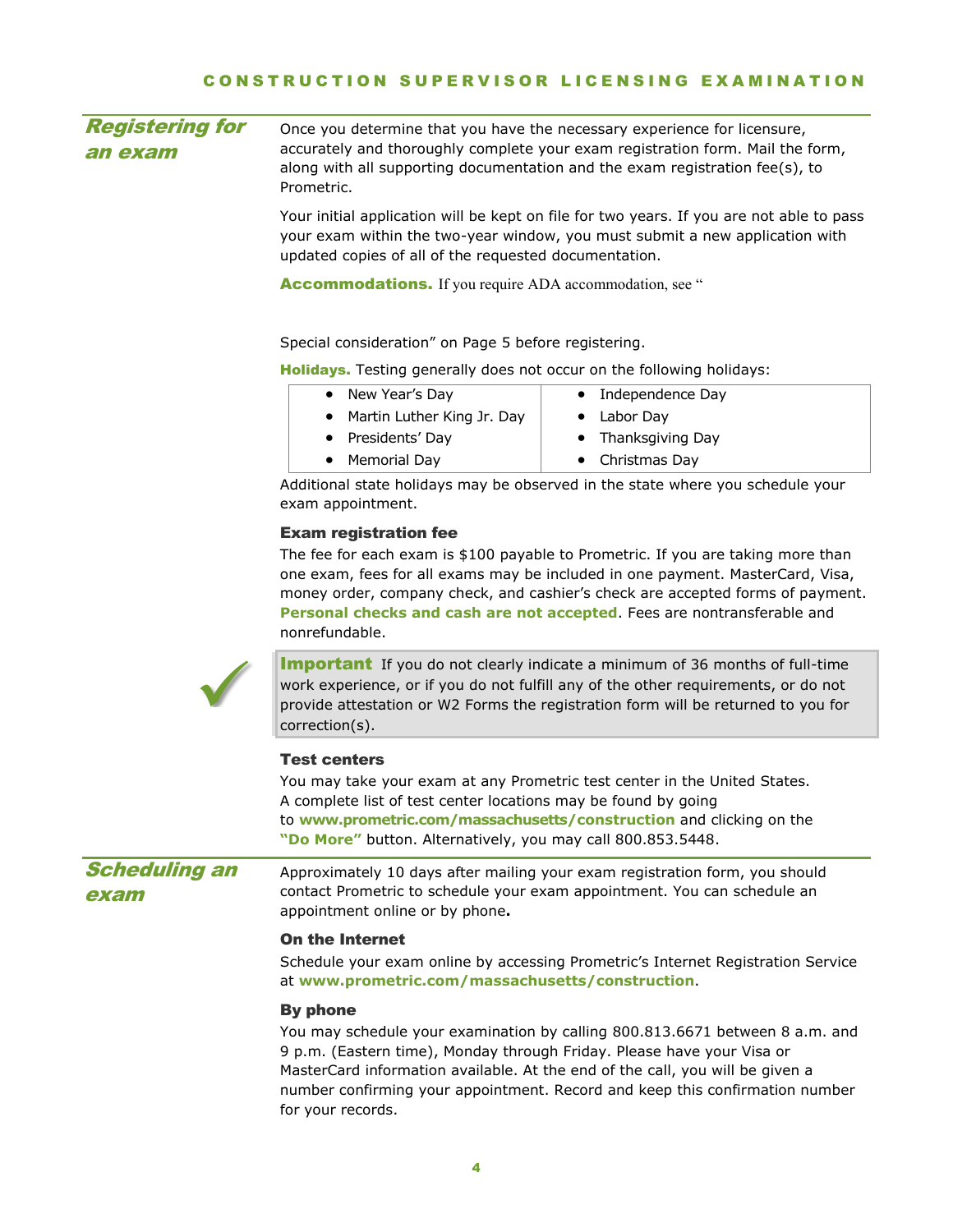## Registering for an exam

Once you determine that you have the necessary experience for licensure, accurately and thoroughly complete your exam registration form. Mail the form, along with all supporting documentation and the exam registration fee(s), to Prometric.

Your initial application will be kept on file for two years. If you are not able to pass your exam within the two-year window, you must submit a new application with updated copies of all of the requested documentation.

**Accommodations.** If you require ADA accommodation, see "Special consideration" on Page 5 before registering.

**Holidays.** Testing generally does not occur on the following holidays:

| | |
|---|---|
| • New Year's Day | • Independence Day |
| • Martin Luther King Jr. Day | • Labor Day |
| • Presidents' Day | • Thanksgiving Day |
| • Memorial Day | • Christmas Day |

Additional state holidays may be observed in the state where you schedule your exam appointment.

### Exam registration fee

The fee for each exam is $100 payable to Prometric. If you are taking more than one exam, fees for all exams may be included in one payment. MasterCard, Visa, money order, company check, and cashier's check are accepted forms of payment. **Personal checks and cash are not accepted**. Fees are nontransferable and nonrefundable.

> **Important** If you do not clearly indicate a minimum of 36 months of full-time work experience, or if you do not fulfill any of the other requirements, or do not provide attestation or W2 Forms the registration form will be returned to you for correction(s).

### Test centers

You may take your exam at any Prometric test center in the United States. A complete list of test center locations may be found by going to **www.prometric.com/massachusetts/construction** and clicking on the **"Do More"** button. Alternatively, you may call 800.853.5448.

## Scheduling an exam

Approximately 10 days after mailing your exam registration form, you should contact Prometric to schedule your exam appointment. You can schedule an appointment online or by phone**.**

### On the Internet

Schedule your exam online by accessing Prometric's Internet Registration Service at **www.prometric.com/massachusetts/construction**.

### By phone

You may schedule your examination by calling 800.813.6671 between 8 a.m. and 9 p.m. (Eastern time), Monday through Friday. Please have your Visa or MasterCard information available. At the end of the call, you will be given a number confirming your appointment. Record and keep this confirmation number for your records.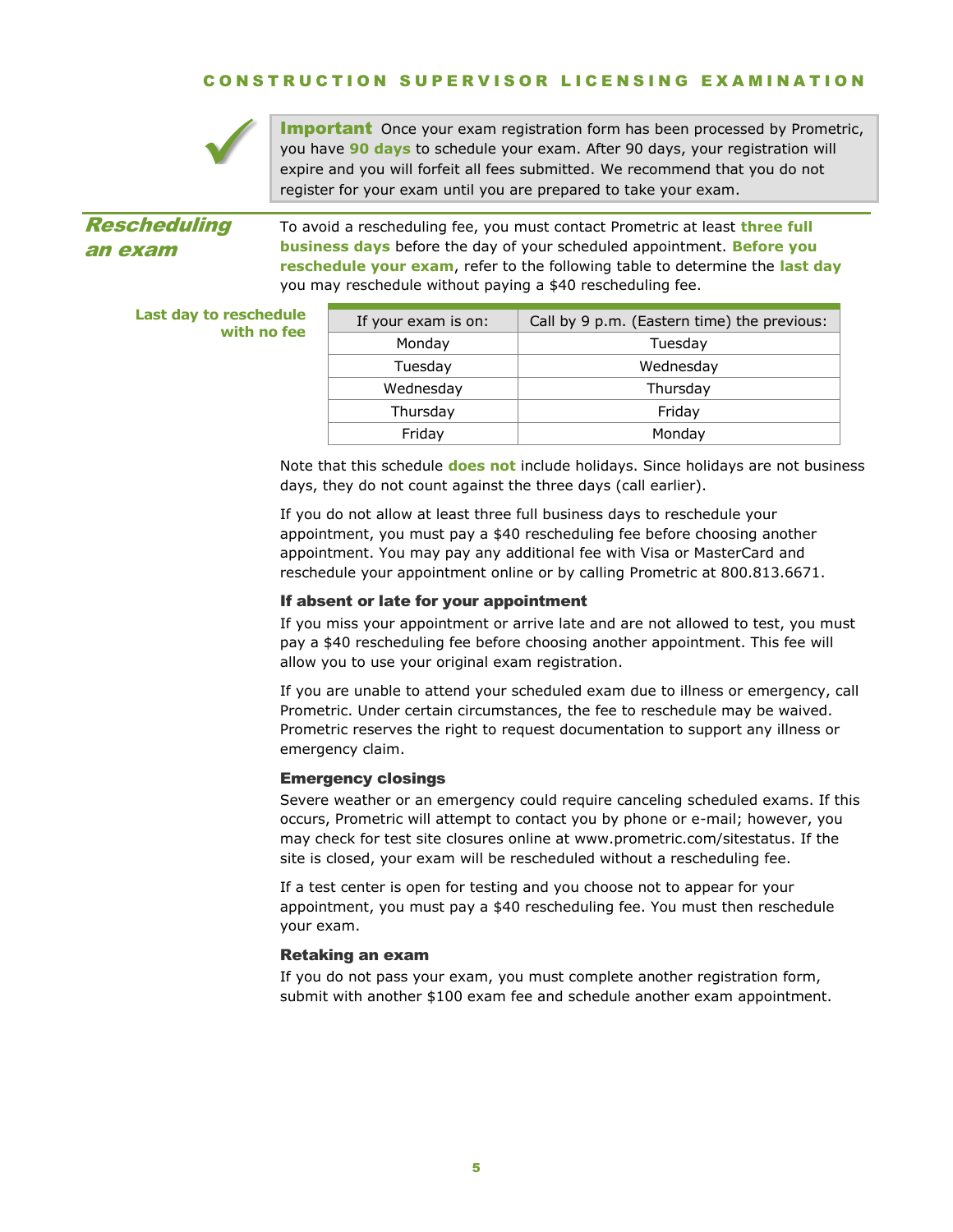**Important** Once your exam registration form has been processed by Prometric, you have **90 days** to schedule your exam. After 90 days, your registration will expire and you will forfeit all fees submitted. We recommend that you do not register for your exam until you are prepared to take your exam.

## Rescheduling an exam

To avoid a rescheduling fee, you must contact Prometric at least **three full business days** before the day of your scheduled appointment. **Before you reschedule your exam**, refer to the following table to determine the **last day** you may reschedule without paying a $40 rescheduling fee.

**Last day to reschedule with no fee**

| If your exam is on: | Call by 9 p.m. (Eastern time) the previous: |
|---|---|
| Monday | Tuesday |
| Tuesday | Wednesday |
| Wednesday | Thursday |
| Thursday | Friday |
| Friday | Monday |

Note that this schedule **does not** include holidays. Since holidays are not business days, they do not count against the three days (call earlier).

If you do not allow at least three full business days to reschedule your appointment, you must pay a $40 rescheduling fee before choosing another appointment. You may pay any additional fee with Visa or MasterCard and reschedule your appointment online or by calling Prometric at 800.813.6671.

### If absent or late for your appointment

If you miss your appointment or arrive late and are not allowed to test, you must pay a $40 rescheduling fee before choosing another appointment. This fee will allow you to use your original exam registration.

If you are unable to attend your scheduled exam due to illness or emergency, call Prometric. Under certain circumstances, the fee to reschedule may be waived. Prometric reserves the right to request documentation to support any illness or emergency claim.

### Emergency closings

Severe weather or an emergency could require canceling scheduled exams. If this occurs, Prometric will attempt to contact you by phone or e-mail; however, you may check for test site closures online at www.prometric.com/sitestatus. If the site is closed, your exam will be rescheduled without a rescheduling fee.

If a test center is open for testing and you choose not to appear for your appointment, you must pay a $40 rescheduling fee. You must then reschedule your exam.

### Retaking an exam

If you do not pass your exam, you must complete another registration form, submit with another $100 exam fee and schedule another exam appointment.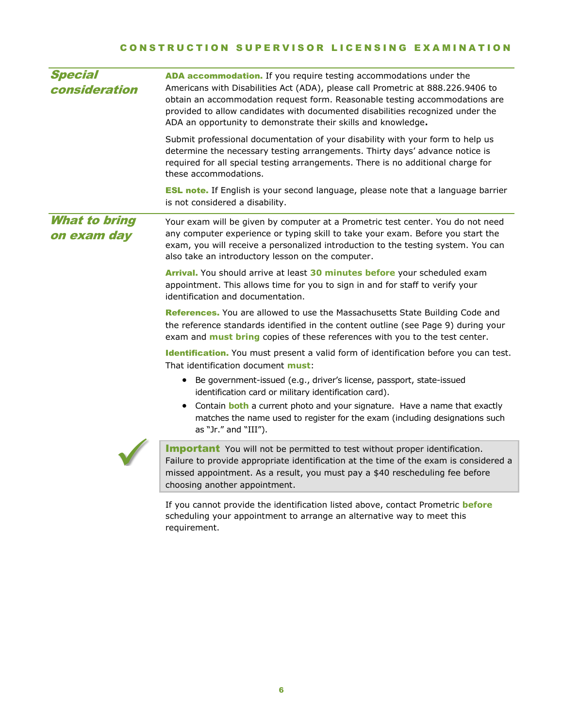## Special consideration

**ADA accommodation.** If you require testing accommodations under the Americans with Disabilities Act (ADA), please call Prometric at 888.226.9406 to obtain an accommodation request form. Reasonable testing accommodations are provided to allow candidates with documented disabilities recognized under the ADA an opportunity to demonstrate their skills and knowledge**.**

Submit professional documentation of your disability with your form to help us determine the necessary testing arrangements. Thirty days' advance notice is required for all special testing arrangements. There is no additional charge for these accommodations.

**ESL note.** If English is your second language, please note that a language barrier is not considered a disability.

## What to bring on exam day

Your exam will be given by computer at a Prometric test center. You do not need any computer experience or typing skill to take your exam. Before you start the exam, you will receive a personalized introduction to the testing system. You can also take an introductory lesson on the computer.

**Arrival.** You should arrive at least **30 minutes before** your scheduled exam appointment. This allows time for you to sign in and for staff to verify your identification and documentation.

**References.** You are allowed to use the Massachusetts State Building Code and the reference standards identified in the content outline (see Page 9) during your exam and **must bring** copies of these references with you to the test center.

**Identification.** You must present a valid form of identification before you can test. That identification document **must**:

- Be government-issued (e.g., driver's license, passport, state-issued identification card or military identification card).
- Contain **both** a current photo and your signature. Have a name that exactly matches the name used to register for the exam (including designations such as "Jr." and "III").

> **Important** You will not be permitted to test without proper identification. Failure to provide appropriate identification at the time of the exam is considered a missed appointment. As a result, you must pay a $40 rescheduling fee before choosing another appointment.

If you cannot provide the identification listed above, contact Prometric **before** scheduling your appointment to arrange an alternative way to meet this requirement.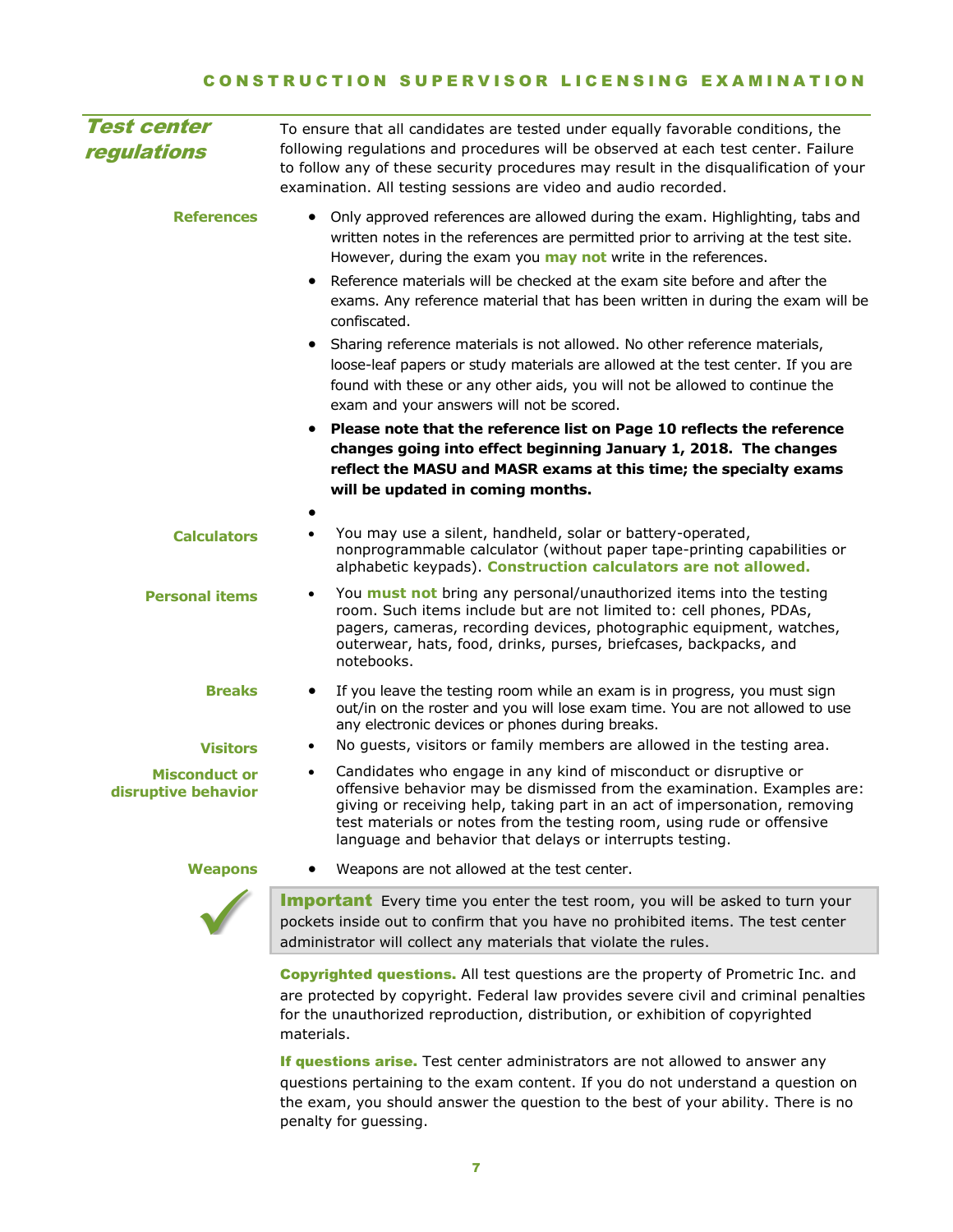## Test center regulations

To ensure that all candidates are tested under equally favorable conditions, the following regulations and procedures will be observed at each test center. Failure to follow any of these security procedures may result in the disqualification of your examination. All testing sessions are video and audio recorded.

**References**

- Only approved references are allowed during the exam. Highlighting, tabs and written notes in the references are permitted prior to arriving at the test site. However, during the exam you **may not** write in the references.
- Reference materials will be checked at the exam site before and after the exams. Any reference material that has been written in during the exam will be confiscated.
- Sharing reference materials is not allowed. No other reference materials, loose-leaf papers or study materials are allowed at the test center. If you are found with these or any other aids, you will not be allowed to continue the exam and your answers will not be scored.
- **Please note that the reference list on Page 10 reflects the reference changes going into effect beginning January 1, 2018. The changes reflect the MASU and MASR exams at this time; the specialty exams will be updated in coming months.**

**Calculators**

- You may use a silent, handheld, solar or battery-operated, nonprogrammable calculator (without paper tape-printing capabilities or alphabetic keypads). **Construction calculators are not allowed.**

**Personal items**

- You **must not** bring any personal/unauthorized items into the testing room. Such items include but are not limited to: cell phones, PDAs, pagers, cameras, recording devices, photographic equipment, watches, outerwear, hats, food, drinks, purses, briefcases, backpacks, and notebooks.

**Breaks**

- If you leave the testing room while an exam is in progress, you must sign out/in on the roster and you will lose exam time. You are not allowed to use any electronic devices or phones during breaks.

**Visitors**

- No guests, visitors or family members are allowed in the testing area.

**Misconduct or disruptive behavior**

- Candidates who engage in any kind of misconduct or disruptive or offensive behavior may be dismissed from the examination. Examples are: giving or receiving help, taking part in an act of impersonation, removing test materials or notes from the testing room, using rude or offensive language and behavior that delays or interrupts testing.

**Weapons**

- Weapons are not allowed at the test center.

> **Important** Every time you enter the test room, you will be asked to turn your pockets inside out to confirm that you have no prohibited items. The test center administrator will collect any materials that violate the rules.

**Copyrighted questions.** All test questions are the property of Prometric Inc. and are protected by copyright. Federal law provides severe civil and criminal penalties for the unauthorized reproduction, distribution, or exhibition of copyrighted materials.

**If questions arise.** Test center administrators are not allowed to answer any questions pertaining to the exam content. If you do not understand a question on the exam, you should answer the question to the best of your ability. There is no penalty for guessing.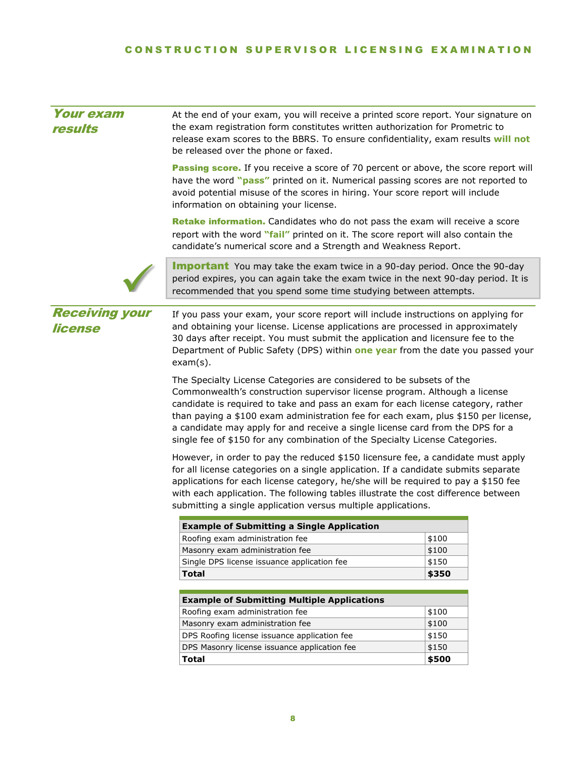## Your exam results

At the end of your exam, you will receive a printed score report. Your signature on the exam registration form constitutes written authorization for Prometric to release exam scores to the BBRS. To ensure confidentiality, exam results **will not** be released over the phone or faxed.

**Passing score.** If you receive a score of 70 percent or above, the score report will have the word **"pass"** printed on it. Numerical passing scores are not reported to avoid potential misuse of the scores in hiring. Your score report will include information on obtaining your license.

**Retake information.** Candidates who do not pass the exam will receive a score report with the word **"fail"** printed on it. The score report will also contain the candidate's numerical score and a Strength and Weakness Report.

> **Important** You may take the exam twice in a 90-day period. Once the 90-day period expires, you can again take the exam twice in the next 90-day period. It is recommended that you spend some time studying between attempts.

## Receiving your license

If you pass your exam, your score report will include instructions on applying for and obtaining your license. License applications are processed in approximately 30 days after receipt. You must submit the application and licensure fee to the Department of Public Safety (DPS) within **one year** from the date you passed your exam(s).

The Specialty License Categories are considered to be subsets of the Commonwealth's construction supervisor license program. Although a license candidate is required to take and pass an exam for each license category, rather than paying a $100 exam administration fee for each exam, plus $150 per license, a candidate may apply for and receive a single license card from the DPS for a single fee of $150 for any combination of the Specialty License Categories.

However, in order to pay the reduced $150 licensure fee, a candidate must apply for all license categories on a single application. If a candidate submits separate applications for each license category, he/she will be required to pay a $150 fee with each application. The following tables illustrate the cost difference between submitting a single application versus multiple applications.

| Example of Submitting a Single Application | |
|---|---|
| Roofing exam administration fee | $100 |
| Masonry exam administration fee | $100 |
| Single DPS license issuance application fee | $150 |
| **Total** | **$350** |

| Example of Submitting Multiple Applications | |
|---|---|
| Roofing exam administration fee | $100 |
| Masonry exam administration fee | $100 |
| DPS Roofing license issuance application fee | $150 |
| DPS Masonry license issuance application fee | $150 |
| **Total** | **$500** |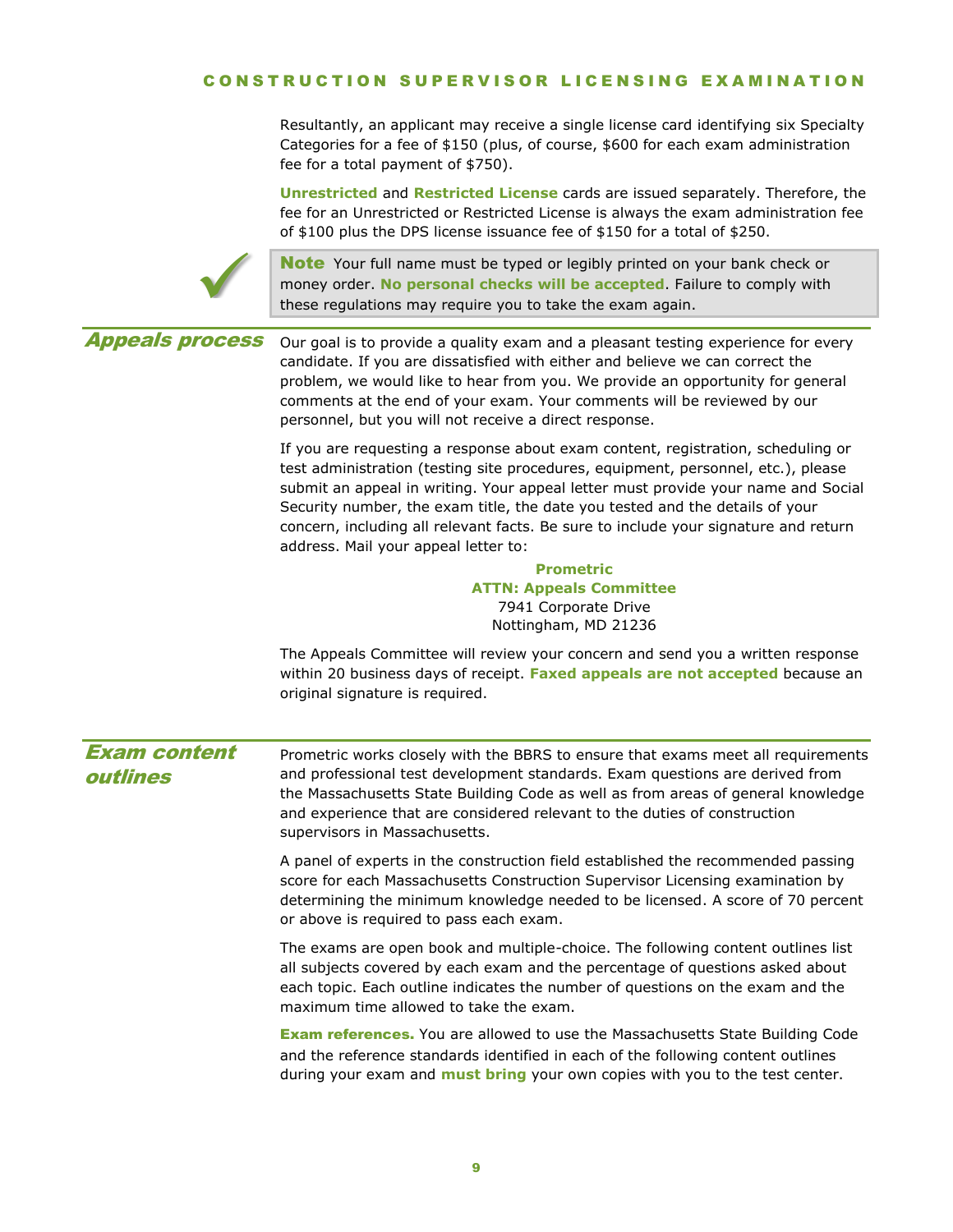Resultantly, an applicant may receive a single license card identifying six Specialty Categories for a fee of $150 (plus, of course, $600 for each exam administration fee for a total payment of $750).

**Unrestricted** and **Restricted License** cards are issued separately. Therefore, the fee for an Unrestricted or Restricted License is always the exam administration fee of $100 plus the DPS license issuance fee of $150 for a total of $250.

> **Note** Your full name must be typed or legibly printed on your bank check or money order. **No personal checks will be accepted**. Failure to comply with these regulations may require you to take the exam again.

## Appeals process

Our goal is to provide a quality exam and a pleasant testing experience for every candidate. If you are dissatisfied with either and believe we can correct the problem, we would like to hear from you. We provide an opportunity for general comments at the end of your exam. Your comments will be reviewed by our personnel, but you will not receive a direct response.

If you are requesting a response about exam content, registration, scheduling or test administration (testing site procedures, equipment, personnel, etc.), please submit an appeal in writing. Your appeal letter must provide your name and Social Security number, the exam title, the date you tested and the details of your concern, including all relevant facts. Be sure to include your signature and return address. Mail your appeal letter to:

**Prometric**
**ATTN: Appeals Committee**
7941 Corporate Drive
Nottingham, MD 21236

The Appeals Committee will review your concern and send you a written response within 20 business days of receipt. **Faxed appeals are not accepted** because an original signature is required.

## Exam content outlines

Prometric works closely with the BBRS to ensure that exams meet all requirements and professional test development standards. Exam questions are derived from the Massachusetts State Building Code as well as from areas of general knowledge and experience that are considered relevant to the duties of construction supervisors in Massachusetts.

A panel of experts in the construction field established the recommended passing score for each Massachusetts Construction Supervisor Licensing examination by determining the minimum knowledge needed to be licensed. A score of 70 percent or above is required to pass each exam.

The exams are open book and multiple-choice. The following content outlines list all subjects covered by each exam and the percentage of questions asked about each topic. Each outline indicates the number of questions on the exam and the maximum time allowed to take the exam.

**Exam references.** You are allowed to use the Massachusetts State Building Code and the reference standards identified in each of the following content outlines during your exam and **must bring** your own copies with you to the test center.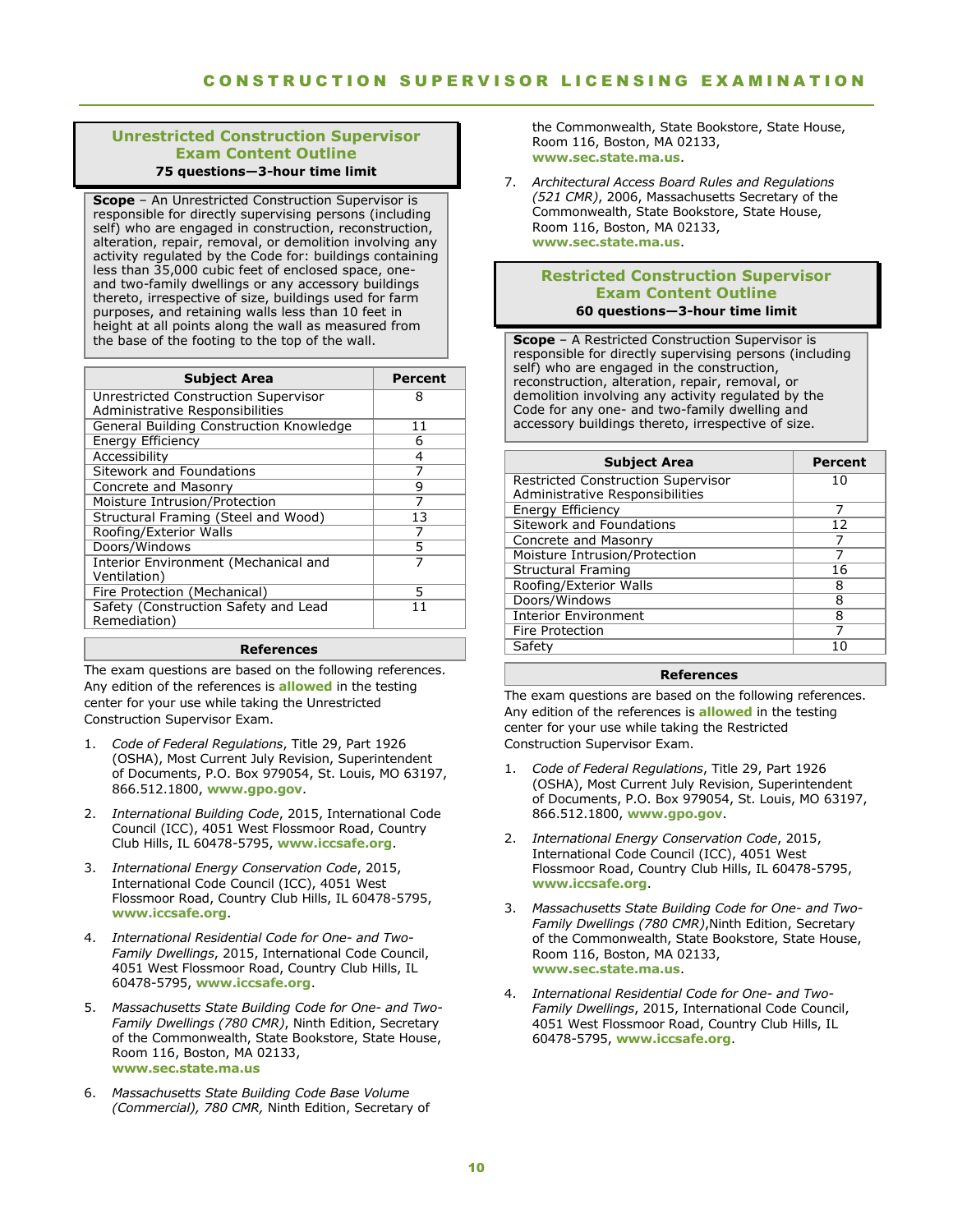## Unrestricted Construction Supervisor Exam Content Outline

**75 questions—3-hour time limit**

**Scope** – An Unrestricted Construction Supervisor is responsible for directly supervising persons (including self) who are engaged in construction, reconstruction, alteration, repair, removal, or demolition involving any activity regulated by the Code for: buildings containing less than 35,000 cubic feet of enclosed space, one- and two-family dwellings or any accessory buildings thereto, irrespective of size, buildings used for farm purposes, and retaining walls less than 10 feet in height at all points along the wall as measured from the base of the footing to the top of the wall.

| Subject Area | Percent |
| --- | --- |
| Unrestricted Construction Supervisor Administrative Responsibilities | 8 |
| General Building Construction Knowledge | 11 |
| Energy Efficiency | 6 |
| Accessibility | 4 |
| Sitework and Foundations | 7 |
| Concrete and Masonry | 9 |
| Moisture Intrusion/Protection | 7 |
| Structural Framing (Steel and Wood) | 13 |
| Roofing/Exterior Walls | 7 |
| Doors/Windows | 5 |
| Interior Environment (Mechanical and Ventilation) | 7 |
| Fire Protection (Mechanical) | 5 |
| Safety (Construction Safety and Lead Remediation) | 11 |

### References

The exam questions are based on the following references. Any edition of the references is **allowed** in the testing center for your use while taking the Unrestricted Construction Supervisor Exam.

1. *Code of Federal Regulations*, Title 29, Part 1926 (OSHA), Most Current July Revision, Superintendent of Documents, P.O. Box 979054, St. Louis, MO 63197, 866.512.1800, **www.gpo.gov**.
2. *International Building Code*, 2015, International Code Council (ICC), 4051 West Flossmoor Road, Country Club Hills, IL 60478-5795, **www.iccsafe.org**.
3. *International Energy Conservation Code*, 2015, International Code Council (ICC), 4051 West Flossmoor Road, Country Club Hills, IL 60478-5795, **www.iccsafe.org**.
4. *International Residential Code for One- and Two-Family Dwellings*, 2015, International Code Council, 4051 West Flossmoor Road, Country Club Hills, IL 60478-5795, **www.iccsafe.org**.
5. *Massachusetts State Building Code for One- and Two-Family Dwellings (780 CMR)*, Ninth Edition, Secretary of the Commonwealth, State Bookstore, State House, Room 116, Boston, MA 02133, **www.sec.state.ma.us**
6. *Massachusetts State Building Code Base Volume (Commercial), 780 CMR,* Ninth Edition, Secretary of the Commonwealth, State Bookstore, State House, Room 116, Boston, MA 02133, **www.sec.state.ma.us**.
7. *Architectural Access Board Rules and Regulations (521 CMR)*, 2006, Massachusetts Secretary of the Commonwealth, State Bookstore, State House, Room 116, Boston, MA 02133, **www.sec.state.ma.us**.

## Restricted Construction Supervisor Exam Content Outline

**60 questions—3-hour time limit**

**Scope** – A Restricted Construction Supervisor is responsible for directly supervising persons (including self) who are engaged in the construction, reconstruction, alteration, repair, removal, or demolition involving any activity regulated by the Code for any one- and two-family dwelling and accessory buildings thereto, irrespective of size.

| Subject Area | Percent |
| --- | --- |
| Restricted Construction Supervisor Administrative Responsibilities | 10 |
| Energy Efficiency | 7 |
| Sitework and Foundations | 12 |
| Concrete and Masonry | 7 |
| Moisture Intrusion/Protection | 7 |
| Structural Framing | 16 |
| Roofing/Exterior Walls | 8 |
| Doors/Windows | 8 |
| Interior Environment | 8 |
| Fire Protection | 7 |
| Safety | 10 |

### References

The exam questions are based on the following references. Any edition of the references is **allowed** in the testing center for your use while taking the Restricted Construction Supervisor Exam.

1. *Code of Federal Regulations*, Title 29, Part 1926 (OSHA), Most Current July Revision, Superintendent of Documents, P.O. Box 979054, St. Louis, MO 63197, 866.512.1800, **www.gpo.gov**.
2. *International Energy Conservation Code*, 2015, International Code Council (ICC), 4051 West Flossmoor Road, Country Club Hills, IL 60478-5795, **www.iccsafe.org**.
3. *Massachusetts State Building Code for One- and Two-Family Dwellings (780 CMR)*,Ninth Edition, Secretary of the Commonwealth, State Bookstore, State House, Room 116, Boston, MA 02133, **www.sec.state.ma.us**.
4. *International Residential Code for One- and Two-Family Dwellings*, 2015, International Code Council, 4051 West Flossmoor Road, Country Club Hills, IL 60478-5795, **www.iccsafe.org**.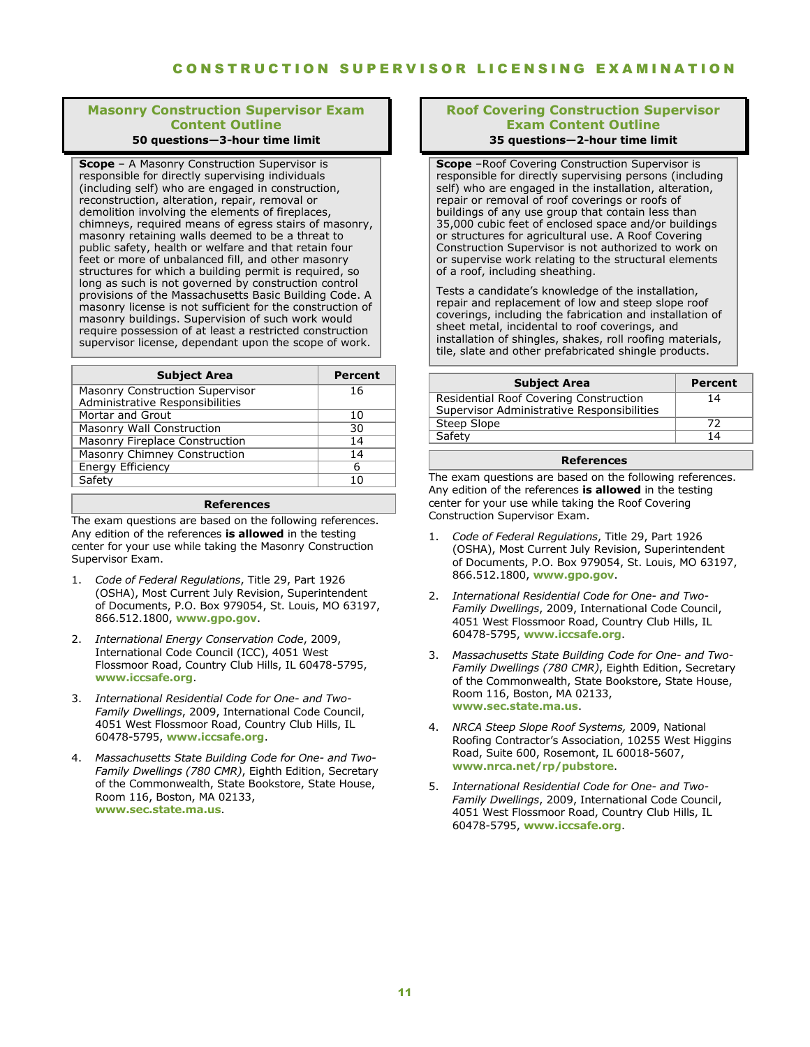## Masonry Construction Supervisor Exam Content Outline

**50 questions—3-hour time limit**

**Scope** – A Masonry Construction Supervisor is responsible for directly supervising individuals (including self) who are engaged in construction, reconstruction, alteration, repair, removal or demolition involving the elements of fireplaces, chimneys, required means of egress stairs of masonry, masonry retaining walls deemed to be a threat to public safety, health or welfare and that retain four feet or more of unbalanced fill, and other masonry structures for which a building permit is required, so long as such is not governed by construction control provisions of the Massachusetts Basic Building Code. A masonry license is not sufficient for the construction of masonry buildings. Supervision of such work would require possession of at least a restricted construction supervisor license, dependant upon the scope of work.

| Subject Area | Percent |
|---|---|
| Masonry Construction Supervisor Administrative Responsibilities | 16 |
| Mortar and Grout | 10 |
| Masonry Wall Construction | 30 |
| Masonry Fireplace Construction | 14 |
| Masonry Chimney Construction | 14 |
| Energy Efficiency | 6 |
| Safety | 10 |

### References

The exam questions are based on the following references. Any edition of the references **is allowed** in the testing center for your use while taking the Masonry Construction Supervisor Exam.

1. *Code of Federal Regulations*, Title 29, Part 1926 (OSHA), Most Current July Revision, Superintendent of Documents, P.O. Box 979054, St. Louis, MO 63197, 866.512.1800, **www.gpo.gov**.
2. *International Energy Conservation Code*, 2009, International Code Council (ICC), 4051 West Flossmoor Road, Country Club Hills, IL 60478-5795, **www.iccsafe.org**.
3. *International Residential Code for One- and Two-Family Dwellings*, 2009, International Code Council, 4051 West Flossmoor Road, Country Club Hills, IL 60478-5795, **www.iccsafe.org**.
4. *Massachusetts State Building Code for One- and Two-Family Dwellings (780 CMR)*, Eighth Edition, Secretary of the Commonwealth, State Bookstore, State House, Room 116, Boston, MA 02133, **www.sec.state.ma.us**.

## Roof Covering Construction Supervisor Exam Content Outline

**35 questions—2-hour time limit**

**Scope** –Roof Covering Construction Supervisor is responsible for directly supervising persons (including self) who are engaged in the installation, alteration, repair or removal of roof coverings or roofs of buildings of any use group that contain less than 35,000 cubic feet of enclosed space and/or buildings or structures for agricultural use. A Roof Covering Construction Supervisor is not authorized to work on or supervise work relating to the structural elements of a roof, including sheathing.

Tests a candidate's knowledge of the installation, repair and replacement of low and steep slope roof coverings, including the fabrication and installation of sheet metal, incidental to roof coverings, and installation of shingles, shakes, roll roofing materials, tile, slate and other prefabricated shingle products.

| Subject Area | Percent |
|---|---|
| Residential Roof Covering Construction Supervisor Administrative Responsibilities | 14 |
| Steep Slope | 72 |
| Safety | 14 |

### References

The exam questions are based on the following references. Any edition of the references **is allowed** in the testing center for your use while taking the Roof Covering Construction Supervisor Exam.

1. *Code of Federal Regulations*, Title 29, Part 1926 (OSHA), Most Current July Revision, Superintendent of Documents, P.O. Box 979054, St. Louis, MO 63197, 866.512.1800, **www.gpo.gov**.
2. *International Residential Code for One- and Two-Family Dwellings*, 2009, International Code Council, 4051 West Flossmoor Road, Country Club Hills, IL 60478-5795, **www.iccsafe.org**.
3. *Massachusetts State Building Code for One- and Two-Family Dwellings (780 CMR)*, Eighth Edition, Secretary of the Commonwealth, State Bookstore, State House, Room 116, Boston, MA 02133, **www.sec.state.ma.us**.
4. *NRCA Steep Slope Roof Systems,* 2009, National Roofing Contractor's Association, 10255 West Higgins Road, Suite 600, Rosemont, IL 60018-5607, **www.nrca.net/rp/pubstore**.
5. *International Residential Code for One- and Two-Family Dwellings*, 2009, International Code Council, 4051 West Flossmoor Road, Country Club Hills, IL 60478-5795, **www.iccsafe.org**.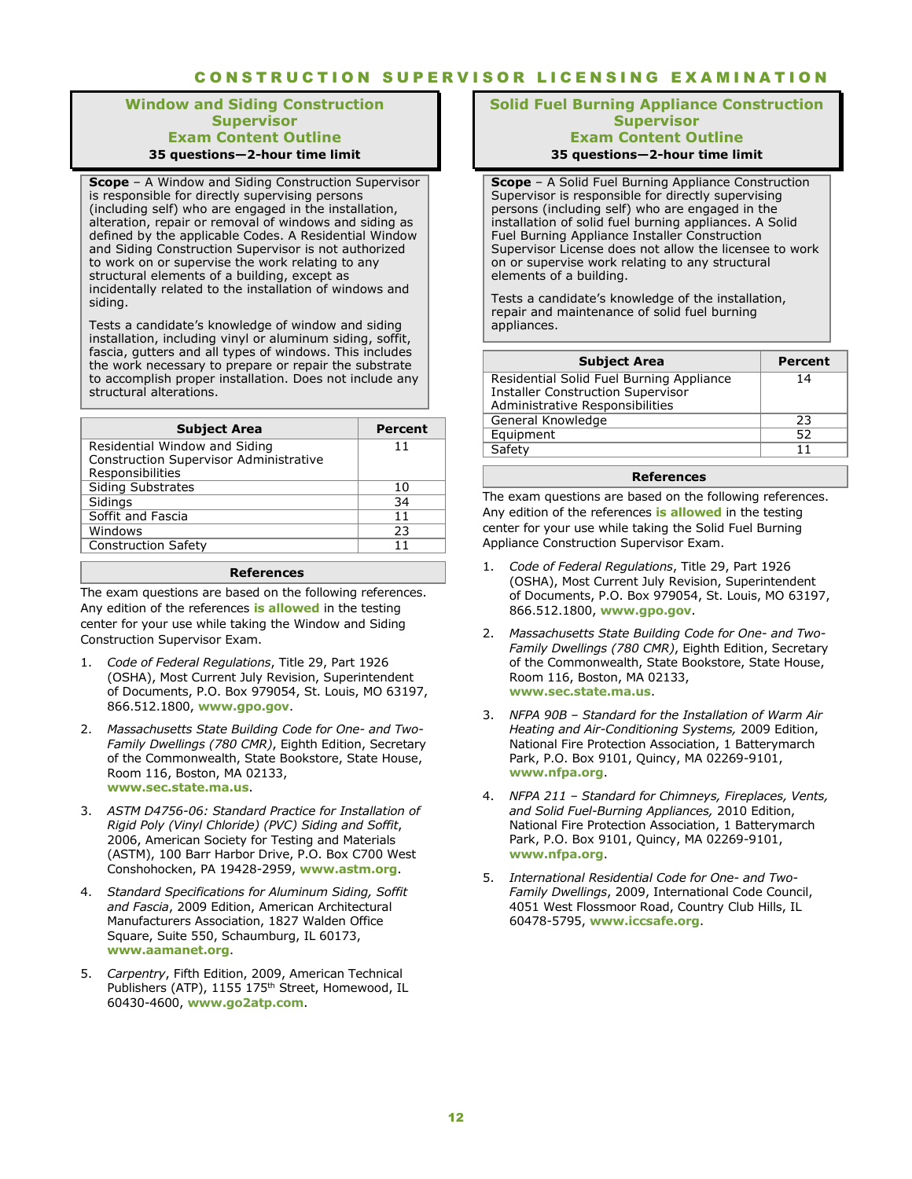# CONSTRUCTION SUPERVISOR LICENSING EXAMINATION

## Window and Siding Construction Supervisor
## Exam Content Outline

**35 questions—2-hour time limit**

**Scope** – A Window and Siding Construction Supervisor is responsible for directly supervising persons (including self) who are engaged in the installation, alteration, repair or removal of windows and siding as defined by the applicable Codes. A Residential Window and Siding Construction Supervisor is not authorized to work on or supervise the work relating to any structural elements of a building, except as incidentally related to the installation of windows and siding.

Tests a candidate's knowledge of window and siding installation, including vinyl or aluminum siding, soffit, fascia, gutters and all types of windows. This includes the work necessary to prepare or repair the substrate to accomplish proper installation. Does not include any structural alterations.

| Subject Area | Percent |
|---|---|
| Residential Window and Siding Construction Supervisor Administrative Responsibilities | 11 |
| Siding Substrates | 10 |
| Sidings | 34 |
| Soffit and Fascia | 11 |
| Windows | 23 |
| Construction Safety | 11 |

### References

The exam questions are based on the following references. Any edition of the references **is allowed** in the testing center for your use while taking the Window and Siding Construction Supervisor Exam.

1. *Code of Federal Regulations*, Title 29, Part 1926 (OSHA), Most Current July Revision, Superintendent of Documents, P.O. Box 979054, St. Louis, MO 63197, 866.512.1800, **www.gpo.gov**.
2. *Massachusetts State Building Code for One- and Two-Family Dwellings (780 CMR)*, Eighth Edition, Secretary of the Commonwealth, State Bookstore, State House, Room 116, Boston, MA 02133, **www.sec.state.ma.us**.
3. *ASTM D4756-06: Standard Practice for Installation of Rigid Poly (Vinyl Chloride) (PVC) Siding and Soffit*, 2006, American Society for Testing and Materials (ASTM), 100 Barr Harbor Drive, P.O. Box C700 West Conshohocken, PA 19428-2959, **www.astm.org**.
4. *Standard Specifications for Aluminum Siding, Soffit and Fascia*, 2009 Edition, American Architectural Manufacturers Association, 1827 Walden Office Square, Suite 550, Schaumburg, IL 60173, **www.aamanet.org**.
5. *Carpentry*, Fifth Edition, 2009, American Technical Publishers (ATP), 1155 175th Street, Homewood, IL 60430-4600, **www.go2atp.com**.

## Solid Fuel Burning Appliance Construction Supervisor
## Exam Content Outline

**35 questions—2-hour time limit**

**Scope** – A Solid Fuel Burning Appliance Construction Supervisor is responsible for directly supervising persons (including self) who are engaged in the installation of solid fuel burning appliances. A Solid Fuel Burning Appliance Installer Construction Supervisor License does not allow the licensee to work on or supervise work relating to any structural elements of a building.

Tests a candidate's knowledge of the installation, repair and maintenance of solid fuel burning appliances.

| Subject Area | Percent |
|---|---|
| Residential Solid Fuel Burning Appliance Installer Construction Supervisor Administrative Responsibilities | 14 |
| General Knowledge | 23 |
| Equipment | 52 |
| Safety | 11 |

### References

The exam questions are based on the following references. Any edition of the references **is allowed** in the testing center for your use while taking the Solid Fuel Burning Appliance Construction Supervisor Exam.

1. *Code of Federal Regulations*, Title 29, Part 1926 (OSHA), Most Current July Revision, Superintendent of Documents, P.O. Box 979054, St. Louis, MO 63197, 866.512.1800, **www.gpo.gov**.
2. *Massachusetts State Building Code for One- and Two-Family Dwellings (780 CMR)*, Eighth Edition, Secretary of the Commonwealth, State Bookstore, State House, Room 116, Boston, MA 02133, **www.sec.state.ma.us**.
3. *NFPA 90B – Standard for the Installation of Warm Air Heating and Air-Conditioning Systems,* 2009 Edition, National Fire Protection Association, 1 Batterymarch Park, P.O. Box 9101, Quincy, MA 02269-9101, **www.nfpa.org**.
4. *NFPA 211 – Standard for Chimneys, Fireplaces, Vents, and Solid Fuel-Burning Appliances,* 2010 Edition, National Fire Protection Association, 1 Batterymarch Park, P.O. Box 9101, Quincy, MA 02269-9101, **www.nfpa.org**.
5. *International Residential Code for One- and Two-Family Dwellings*, 2009, International Code Council, 4051 West Flossmoor Road, Country Club Hills, IL 60478-5795, **www.iccsafe.org**.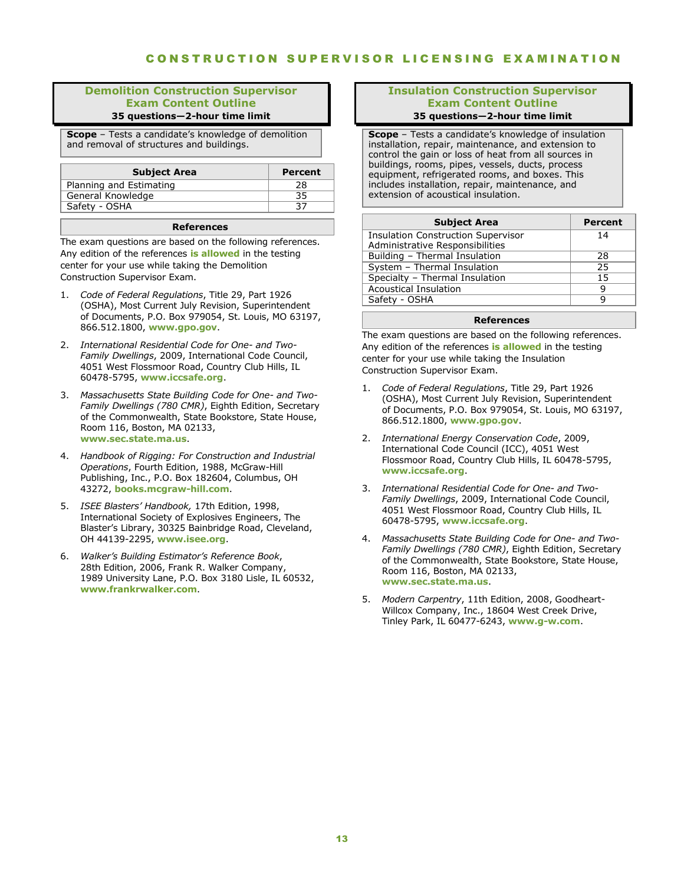## Demolition Construction Supervisor Exam Content Outline

**35 questions—2-hour time limit**

**Scope** – Tests a candidate's knowledge of demolition and removal of structures and buildings.

| Subject Area | Percent |
|---|---|
| Planning and Estimating | 28 |
| General Knowledge | 35 |
| Safety - OSHA | 37 |

### References

The exam questions are based on the following references. Any edition of the references **is allowed** in the testing center for your use while taking the Demolition Construction Supervisor Exam.

1. *Code of Federal Regulations*, Title 29, Part 1926 (OSHA), Most Current July Revision, Superintendent of Documents, P.O. Box 979054, St. Louis, MO 63197, 866.512.1800, **www.gpo.gov**.
2. *International Residential Code for One- and Two-Family Dwellings*, 2009, International Code Council, 4051 West Flossmoor Road, Country Club Hills, IL 60478-5795, **www.iccsafe.org**.
3. *Massachusetts State Building Code for One- and Two-Family Dwellings (780 CMR)*, Eighth Edition, Secretary of the Commonwealth, State Bookstore, State House, Room 116, Boston, MA 02133, **www.sec.state.ma.us**.
4. *Handbook of Rigging: For Construction and Industrial Operations*, Fourth Edition, 1988, McGraw-Hill Publishing, Inc., P.O. Box 182604, Columbus, OH 43272, **books.mcgraw-hill.com**.
5. *ISEE Blasters' Handbook,* 17th Edition, 1998, International Society of Explosives Engineers, The Blaster's Library, 30325 Bainbridge Road, Cleveland, OH 44139-2295, **www.isee.org**.
6. *Walker's Building Estimator's Reference Book*, 28th Edition, 2006, Frank R. Walker Company, 1989 University Lane, P.O. Box 3180 Lisle, IL 60532, **www.frankrwalker.com**.

## Insulation Construction Supervisor Exam Content Outline

**35 questions—2-hour time limit**

**Scope** – Tests a candidate's knowledge of insulation installation, repair, maintenance, and extension to control the gain or loss of heat from all sources in buildings, rooms, pipes, vessels, ducts, process equipment, refrigerated rooms, and boxes. This includes installation, repair, maintenance, and extension of acoustical insulation.

| Subject Area | Percent |
|---|---|
| Insulation Construction Supervisor Administrative Responsibilities | 14 |
| Building – Thermal Insulation | 28 |
| System – Thermal Insulation | 25 |
| Specialty – Thermal Insulation | 15 |
| Acoustical Insulation | 9 |
| Safety - OSHA | 9 |

### References

The exam questions are based on the following references. Any edition of the references **is allowed** in the testing center for your use while taking the Insulation Construction Supervisor Exam.

1. *Code of Federal Regulations*, Title 29, Part 1926 (OSHA), Most Current July Revision, Superintendent of Documents, P.O. Box 979054, St. Louis, MO 63197, 866.512.1800, **www.gpo.gov**.
2. *International Energy Conservation Code*, 2009, International Code Council (ICC), 4051 West Flossmoor Road, Country Club Hills, IL 60478-5795, **www.iccsafe.org**.
3. *International Residential Code for One- and Two-Family Dwellings*, 2009, International Code Council, 4051 West Flossmoor Road, Country Club Hills, IL 60478-5795, **www.iccsafe.org**.
4. *Massachusetts State Building Code for One- and Two-Family Dwellings (780 CMR)*, Eighth Edition, Secretary of the Commonwealth, State Bookstore, State House, Room 116, Boston, MA 02133, **www.sec.state.ma.us**.
5. *Modern Carpentry*, 11th Edition, 2008, Goodheart-Willcox Company, Inc., 18604 West Creek Drive, Tinley Park, IL 60477-6243, **www.g-w.com**.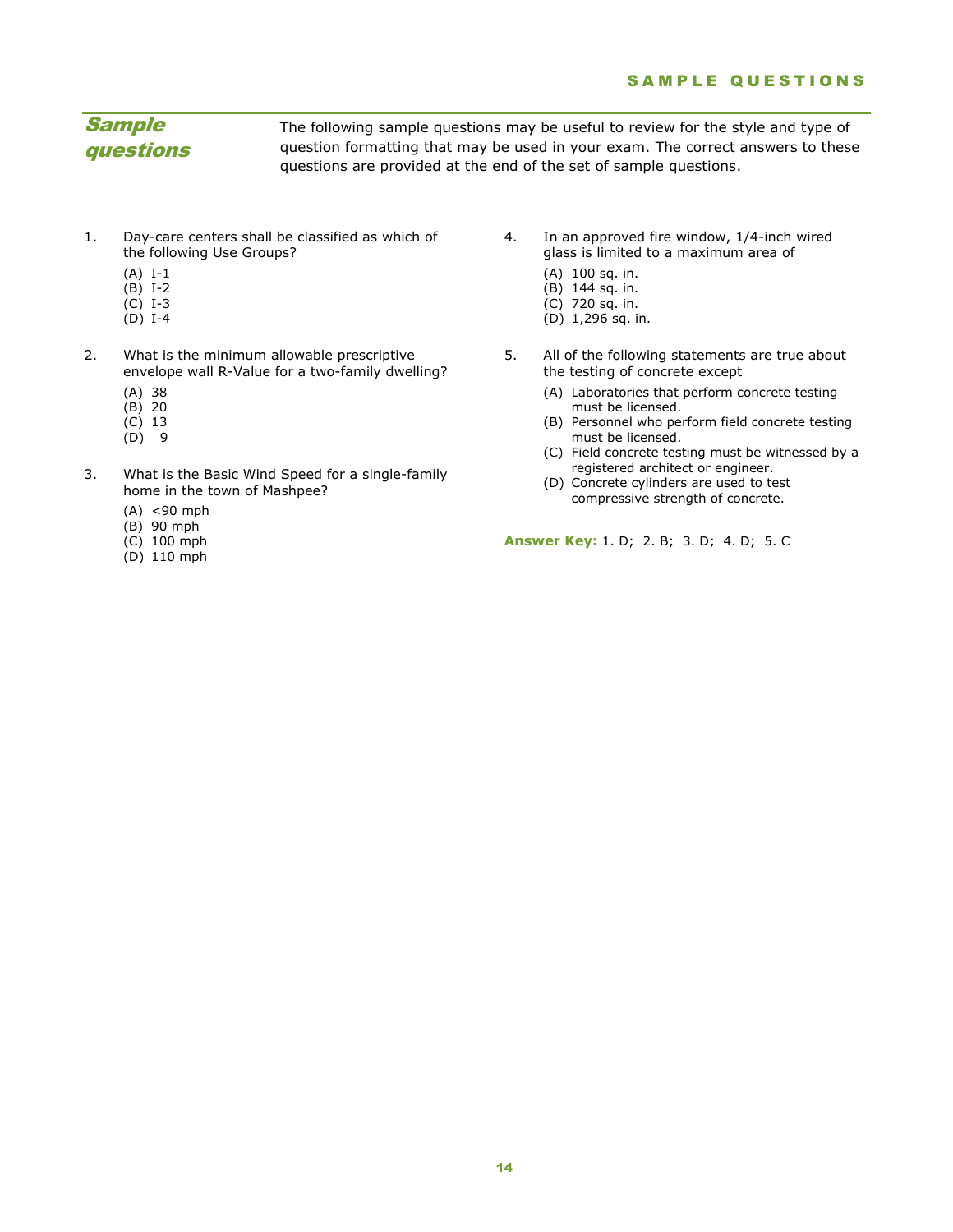## Sample questions

The following sample questions may be useful to review for the style and type of question formatting that may be used in your exam. The correct answers to these questions are provided at the end of the set of sample questions.

1. Day-care centers shall be classified as which of the following Use Groups?
   - (A) I-1
   - (B) I-2
   - (C) I-3
   - (D) I-4

2. What is the minimum allowable prescriptive envelope wall R-Value for a two-family dwelling?
   - (A) 38
   - (B) 20
   - (C) 13
   - (D) 9

3. What is the Basic Wind Speed for a single-family home in the town of Mashpee?
   - (A) <90 mph
   - (B) 90 mph
   - (C) 100 mph
   - (D) 110 mph

4. In an approved fire window, 1/4-inch wired glass is limited to a maximum area of
   - (A) 100 sq. in.
   - (B) 144 sq. in.
   - (C) 720 sq. in.
   - (D) 1,296 sq. in.

5. All of the following statements are true about the testing of concrete except
   - (A) Laboratories that perform concrete testing must be licensed.
   - (B) Personnel who perform field concrete testing must be licensed.
   - (C) Field concrete testing must be witnessed by a registered architect or engineer.
   - (D) Concrete cylinders are used to test compressive strength of concrete.

**Answer Key:** 1. D; 2. B; 3. D; 4. D; 5. C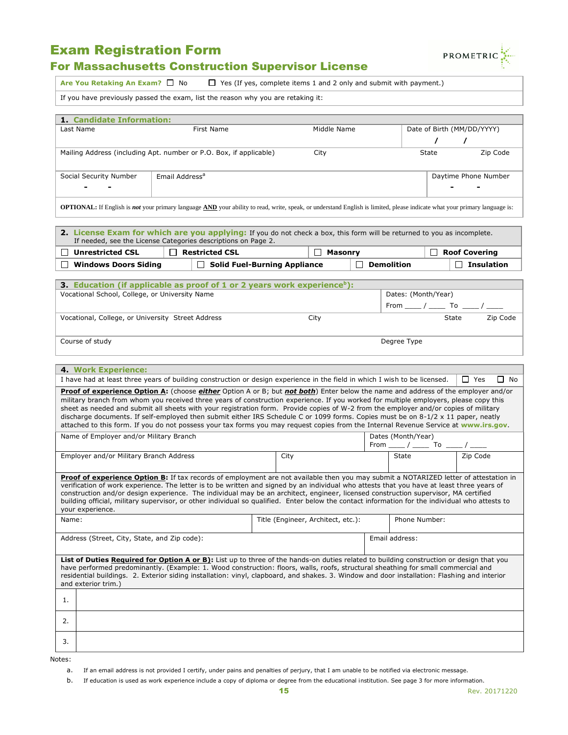# Exam Registration Form

## For Massachusetts Construction Supervisor License

PROMETRIC

| **Are You Retaking An Exam?** ☐ No ☐ Yes (If yes, complete items 1 and 2 only and submit with payment.) |
|---|
| If you have previously passed the exam, list the reason why you are retaking it: |

### 1. Candidate Information:

| Last Name | First Name | Middle Name | Date of Birth (MM/DD/YYYY) / / |
|---|---|---|---|
| Mailing Address (including Apt. number or P.O. Box, if applicable) | City | State | Zip Code |
| Social Security Number - - | Email Address[a] | | Daytime Phone Number - - |

**OPTIONAL:** If English is ***not*** your primary language **AND** your ability to read, write, speak, or understand English is limited, please indicate what your primary language is:

### 2. License Exam for which are you applying:

If you do not check a box, this form will be returned to you as incomplete. If needed, see the License Categories descriptions on Page 2.

| | | | |
|---|---|---|---|
| ☐ **Unrestricted CSL** | ☐ **Restricted CSL** | ☐ **Masonry** | ☐ **Roof Covering** |
| ☐ **Windows Doors Siding** | ☐ **Solid Fuel-Burning Appliance** | ☐ **Demolition** | ☐ **Insulation** |

### 3. Education (if applicable as proof of 1 or 2 years work experience[b]):

| Vocational School, College, or University Name | | Dates: (Month/Year) From ____ / ____ To ____ / ____ | |
|---|---|---|---|
| Vocational, College, or University Street Address | City | State | Zip Code |
| Course of study | | Degree Type | |

### 4. Work Experience:

I have had at least three years of building construction or design experience in the field in which I wish to be licensed. ☐ Yes ☐ No

**Proof of experience Option A:** (choose ***either*** Option A or B; but ***not both***) Enter below the name and address of the employer and/or military branch from whom you received three years of construction experience. If you worked for multiple employers, please copy this sheet as needed and submit all sheets with your registration form. Provide copies of W-2 from the employer and/or copies of military discharge documents. If self-employed then submit either IRS Schedule C or 1099 forms. Copies must be on 8-1/2 x 11 paper, neatly attached to this form. If you do not possess your tax forms you may request copies from the Internal Revenue Service at **www.irs.gov**.

| Name of Employer and/or Military Branch | | Dates (Month/Year) From ____ / ____ To ____ / ____ | |
|---|---|---|---|
| Employer and/or Military Branch Address | City | State | Zip Code |

**Proof of experience Option B:** If tax records of employment are not available then you may submit a NOTARIZED letter of attestation in verification of work experience. The letter is to be written and signed by an individual who attests that you have at least three years of construction and/or design experience. The individual may be an architect, engineer, licensed construction supervisor, MA certified building official, military supervisor, or other individual so qualified. Enter below the contact information for the individual who attests to your experience.

| Name: | Title (Engineer, Architect, etc.): | Phone Number: |
|---|---|---|
| Address (Street, City, State, and Zip code): | | Email address: |

**List of Duties Required for Option A or B):** List up to three of the hands-on duties related to building construction or design that you have performed predominantly. (Example: 1. Wood construction: floors, walls, roofs, structural sheathing for small commercial and residential buildings. 2. Exterior siding installation: vinyl, clapboard, and shakes. 3. Window and door installation: Flashing and interior and exterior trim.)

| | |
|---|---|
| 1. | |
| 2. | |
| 3. | |

Notes:

a. If an email address is not provided I certify, under pains and penalties of perjury, that I am unable to be notified via electronic message.

b. If education is used as work experience include a copy of diploma or degree from the educational institution. See page 3 for more information.

Rev. 20171220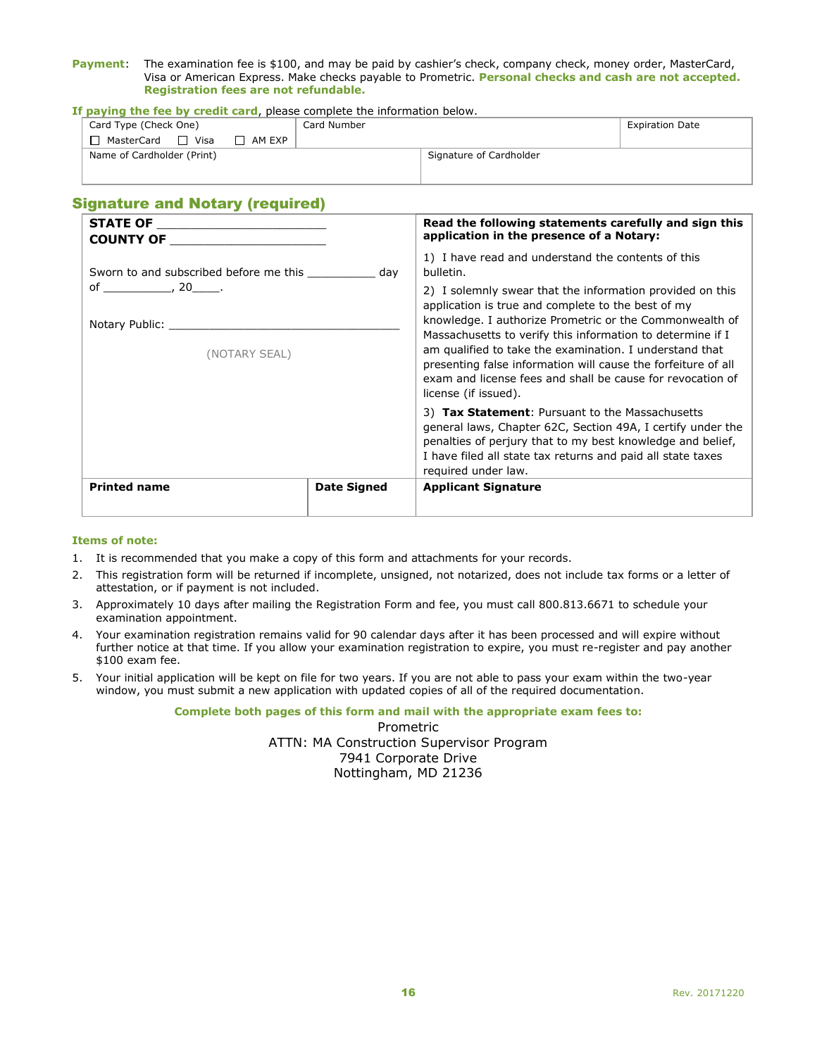**Payment**: The examination fee is $100, and may be paid by cashier's check, company check, money order, MasterCard, Visa or American Express. Make checks payable to Prometric. **Personal checks and cash are not accepted. Registration fees are not refundable.**

**If paying the fee by credit card**, please complete the information below.

| Card Type (Check One) ☐ MasterCard ☐ Visa ☐ AM EXP | Card Number | Expiration Date |
|---|---|---|
| Name of Cardholder (Print) | Signature of Cardholder | |

## Signature and Notary (required)

| | | |
|---|---|---|
| **STATE OF** ______________________ **COUNTY OF** ______________________ Sworn to and subscribed before me this __________ day of __________, 20____. Notary Public: ________________________________ (NOTARY SEAL) | | **Read the following statements carefully and sign this application in the presence of a Notary:** 1) I have read and understand the contents of this bulletin. 2) I solemnly swear that the information provided on this application is true and complete to the best of my knowledge. I authorize Prometric or the Commonwealth of Massachusetts to verify this information to determine if I am qualified to take the examination. I understand that presenting false information will cause the forfeiture of all exam and license fees and shall be cause for revocation of license (if issued). 3) **Tax Statement**: Pursuant to the Massachusetts general laws, Chapter 62C, Section 49A, I certify under the penalties of perjury that to my best knowledge and belief, I have filed all state tax returns and paid all state taxes required under law. |
| **Printed name** | **Date Signed** | **Applicant Signature** |

**Items of note:**

1. It is recommended that you make a copy of this form and attachments for your records.
2. This registration form will be returned if incomplete, unsigned, not notarized, does not include tax forms or a letter of attestation, or if payment is not included.
3. Approximately 10 days after mailing the Registration Form and fee, you must call 800.813.6671 to schedule your examination appointment.
4. Your examination registration remains valid for 90 calendar days after it has been processed and will expire without further notice at that time. If you allow your examination registration to expire, you must re-register and pay another $100 exam fee.
5. Your initial application will be kept on file for two years. If you are not able to pass your exam within the two-year window, you must submit a new application with updated copies of all of the required documentation.

**Complete both pages of this form and mail with the appropriate exam fees to:**

Prometric
ATTN: MA Construction Supervisor Program
7941 Corporate Drive
Nottingham, MD 21236

Rev. 20171220